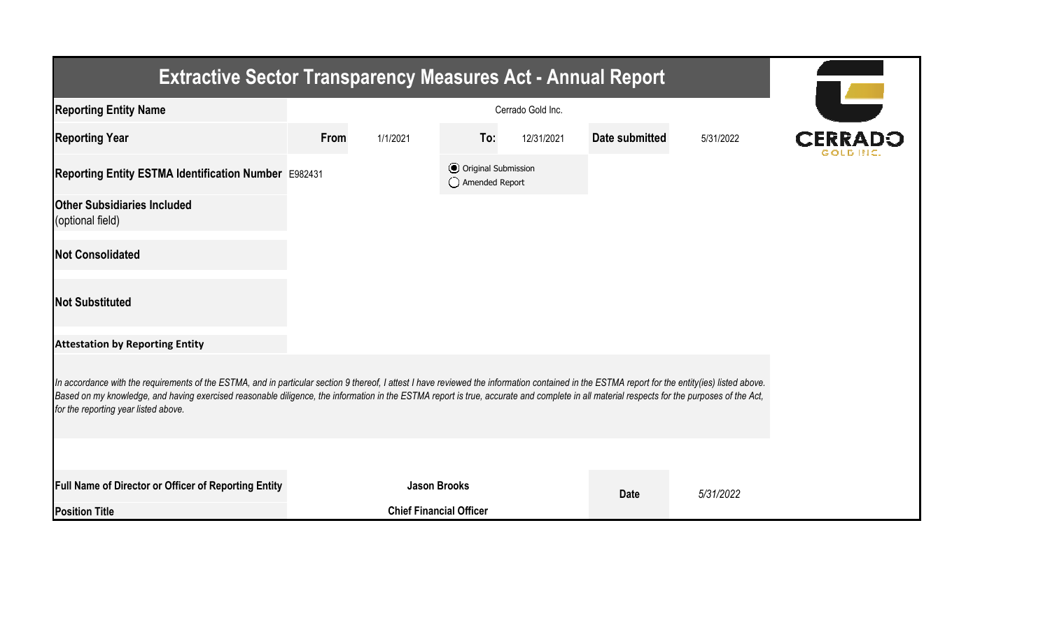# Extractive Sector Transparency Measures Act - Annual Report

| | | | | | | |
|---|---|---|---|---|---|---|
| **Reporting Entity Name** | Cerrado Gold Inc. | | | | | |
| **Reporting Year** | **From** | 1/1/2021 | **To:** | 12/31/2021 | **Date submitted** | 5/31/2022 |
| **Reporting Entity ESTMA Identification Number** | E982431 | | (●) Original Submission ( ) Amended Report | | | |
| **Other Subsidiaries Included** (optional field) | | | | | | |
| **Not Consolidated** | | | | | | |
| **Not Substituted** | | | | | | |

**Attestation by Reporting Entity**

*In accordance with the requirements of the ESTMA, and in particular section 9 thereof, I attest I have reviewed the information contained in the ESTMA report for the entity(ies) listed above. Based on my knowledge, and having exercised reasonable diligence, the information in the ESTMA report is true, accurate and complete in all material respects for the purposes of the Act, for the reporting year listed above.*

| | | | |
|---|---|---|---|
| **Full Name of Director or Officer of Reporting Entity** | **Jason Brooks** | **Date** | *5/31/2022* |
| **Position Title** | **Chief Financial Officer** | | |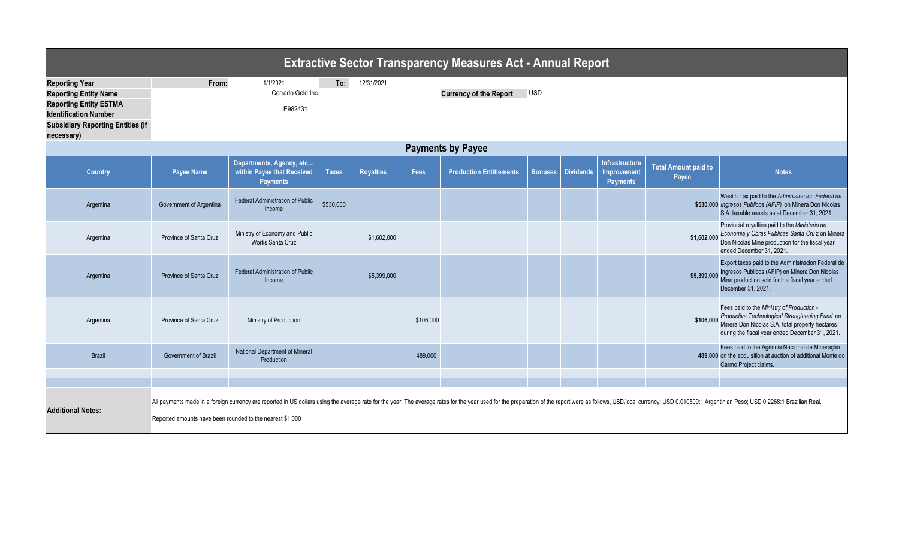# Extractive Sector Transparency Measures Act - Annual Report

| | | | | | |
|---|---|---|---|---|---|
| **Reporting Year** | From: | 1/1/2021 | To: | 12/31/2021 | |
| **Reporting Entity Name** | | Cerrado Gold Inc. | | **Currency of the Report** | USD |
| **Reporting Entity ESTMA Identification Number** | | E982431 | | | |
| **Subsidiary Reporting Entities (if necessary)** | | | | | |

## Payments by Payee

| Country | Payee Name | Departments, Agency, etc... within Payee that Received Payments | Taxes | Royalties | Fees | Production Entitlements | Bonuses | Dividends | Infrastructure Improvement Payments | Total Amount paid to Payee | Notes |
|---|---|---|---|---|---|---|---|---|---|---|---|
| Argentina | Government of Argentina | Federal Administration of Public Income | $530,000 | | | | | | | $530,000 | Wealth Tax paid to the *Administracion Federal de Ingresos Publicos (AFIP)* on Minera Don Nicolas S.A. taxable assets as at December 31, 2021. |
| Argentina | Province of Santa Cruz | Ministry of Economy and Public Works Santa Cruz | | $1,602,000 | | | | | | $1,602,000 | Provincial royalties paid to the *Ministerio de Economia y Obras Publicas Santa Cruz* on Minera Don Nicolas Mine production for the fiscal year ended December 31, 2021. |
| Argentina | Province of Santa Cruz | Federal Administration of Public Income | | $5,399,000 | | | | | | $5,399,000 | Export taxes paid to the Administracion Federal de Ingresos Publicos (AFIP) on Minera Don Nicolas Mine production sold for the fiscal year ended December 31, 2021. |
| Argentina | Province of Santa Cruz | Ministry of Production | | | $106,000 | | | | | $106,000 | Fees paid to the *Ministry of Production - Productive Technological Strengthening Fund* on Minera Don Nicolas S.A. total property hectares during the fiscal year ended December 31, 2021. |
| Brazil | Government of Brazil | National Department of Mineral Production | | | 489,000 | | | | | 489,000 | Fees paid to the Agência Nacional de Mineração on the acquisition at auction of additional Monte do Carmo Project claims. |
| | | | | | | | | | | | |
| | | | | | | | | | | | |

**Additional Notes:**

All payments made in a foreign currency are reported in US dollars using the average rate for the year. The average rates for the year used for the preparation of the report were as follows, USD/local currency: USD 0.010509:1 Argentinian Peso; USD 0.2268:1 Brazilian Real.

Reported amounts have been rounded to the nearest $1,000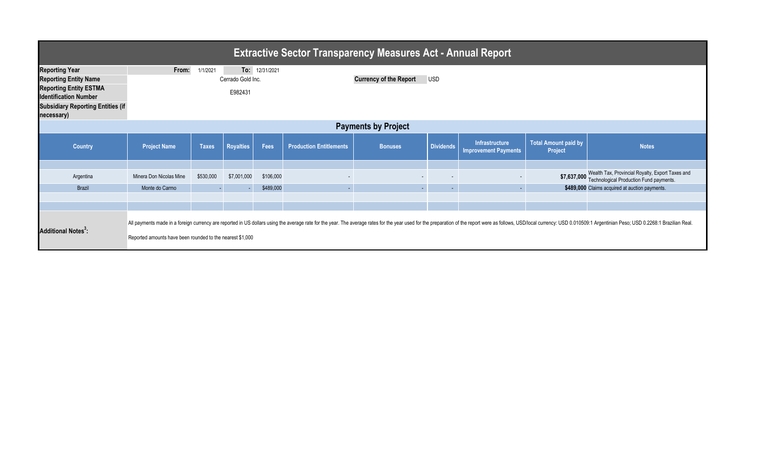# Extractive Sector Transparency Measures Act - Annual Report

| | |
|---|---|
| **Reporting Year** | **From:** 1/1/2021 **To:** 12/31/2021 |
| **Reporting Entity Name** | Cerrado Gold Inc. |
| **Currency of the Report** | USD |
| **Reporting Entity ESTMA Identification Number** | E982431 |
| **Subsidiary Reporting Entities (if necessary)** | |

## Payments by Project

| Country | Project Name | Taxes | Royalties | Fees | Production Entitlements | Bonuses | Dividends | Infrastructure Improvement Payments | Total Amount paid by Project | Notes |
|---|---|---|---|---|---|---|---|---|---|---|
| Argentina | Minera Don Nicolas Mine | $530,000 | $7,001,000 | $106,000 | - | - | - | - | **$7,637,000** | Wealth Tax, Provincial Royalty, Export Taxes and Technological Production Fund payments. |
| Brazil | Monte do Carmo | - | - | $489,000 | - | - | - | - | **$489,000** | Claims acquired at auction payments. |

**Additional Notes[3]:**

All payments made in a foreign currency are reported in US dollars using the average rate for the year. The average rates for the year used for the preparation of the report were as follows, USD/local currency: USD 0.010509:1 Argentinian Peso; USD 0.2268:1 Brazilian Real.

Reported amounts have been rounded to the nearest $1,000